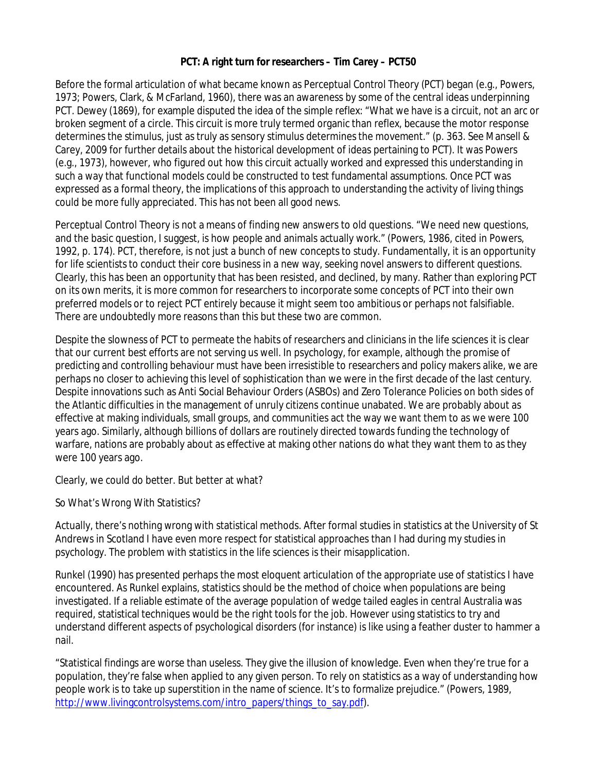**PCT: A right turn for researchers – Tim Carey – PCT50**

Before the formal articulation of what became known as Perceptual Control Theory (PCT) began (e.g., Powers, 1973; Powers, Clark, & McFarland, 1960), there was an awareness by some of the central ideas underpinning PCT. Dewey (1869), for example disputed the idea of the simple reflex: "What we have is a circuit, not an arc or broken segment of a circle. This circuit is more truly termed organic than reflex, because the motor response determines the stimulus, just as truly as sensory stimulus determines the movement." (p. 363. See Mansell & Carey, 2009 for further details about the historical development of ideas pertaining to PCT). It was Powers (e.g., 1973), however, who figured out how this circuit actually worked and expressed this understanding in such a way that functional models could be constructed to test fundamental assumptions. Once PCT was expressed as a formal theory, the implications of this approach to understanding the activity of living things could be more fully appreciated. This has not been all good news.

Perceptual Control Theory is not a means of finding new answers to old questions. "We need new questions, and the basic question, I suggest, is how people and animals actually work." (Powers, 1986, cited in Powers, 1992, p. 174). PCT, therefore, is not just a bunch of new concepts to study. Fundamentally, it is an opportunity for life scientists to conduct their core business in a new way, seeking novel answers to different questions. Clearly, this has been an opportunity that has been resisted, and declined, by many. Rather than exploring PCT on its own merits, it is more common for researchers to incorporate some concepts of PCT into their own preferred models or to reject PCT entirely because it might seem too ambitious or perhaps not falsifiable. There are undoubtedly more reasons than this but these two are common.

Despite the slowness of PCT to permeate the habits of researchers and clinicians in the life sciences it is clear that our current best efforts are not serving us well. In psychology, for example, although the promise of predicting and controlling behaviour must have been irresistible to researchers and policy makers alike, we are perhaps no closer to achieving this level of sophistication than we were in the first decade of the last century. Despite innovations such as Anti Social Behaviour Orders (ASBOs) and Zero Tolerance Policies on both sides of the Atlantic difficulties in the management of unruly citizens continue unabated. We are probably about as effective at making individuals, small groups, and communities act the way we want them to as we were 100 years ago. Similarly, although billions of dollars are routinely directed towards funding the technology of warfare, nations are probably about as effective at making other nations do what they want them to as they were 100 years ago.

Clearly, we could do better. But better at what?

*So What's Wrong With Statistics?*

Actually, there's nothing wrong with statistical methods. After formal studies in statistics at the University of St Andrews in Scotland I have even more respect for statistical approaches than I had during my studies in psychology. The problem with statistics in the life sciences is their misapplication.

Runkel (1990) has presented perhaps the most eloquent articulation of the appropriate use of statistics I have encountered. As Runkel explains, statistics should be the method of choice when populations are being investigated. If a reliable estimate of the average population of wedge tailed eagles in central Australia was required, statistical techniques would be the right tools for the job. However using statistics to try and understand different aspects of psychological disorders (for instance) is like using a feather duster to hammer a nail.

"Statistical findings are worse than useless. They give the illusion of knowledge. Even when they're true for a population, they're false when applied to any given person. To rely on statistics as a way of understanding how people work is to take up superstition in the name of science. It's to formalize prejudice." (Powers, 1989, http://www.livingcontrolsystems.com/intro_papers/things_to_say.pdf).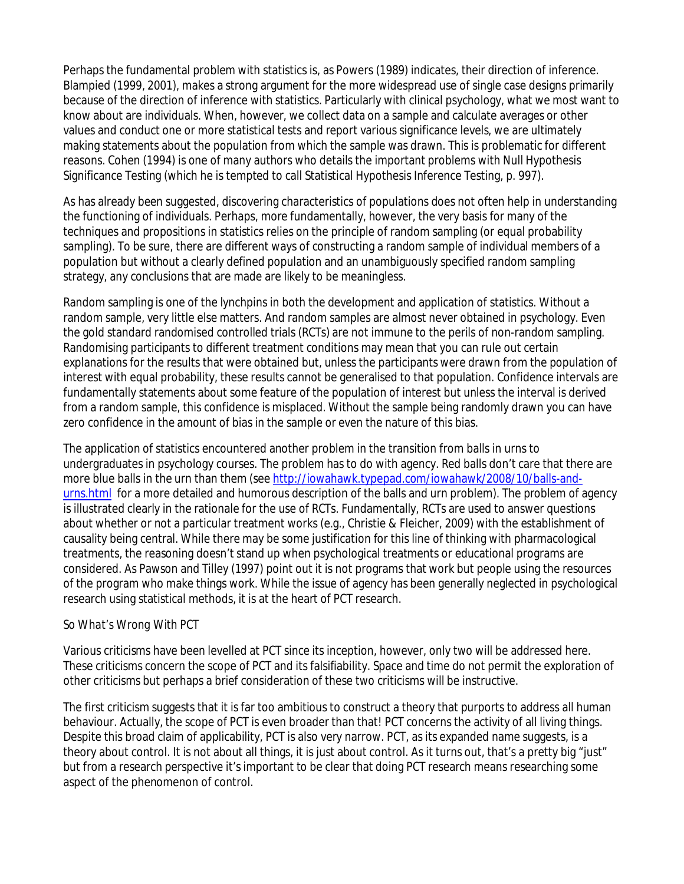Perhaps the fundamental problem with statistics is, as Powers (1989) indicates, their direction of inference. Blampied (1999, 2001), makes a strong argument for the more widespread use of single case designs primarily because of the direction of inference with statistics. Particularly with clinical psychology, what we most want to know about are individuals. When, however, we collect data on a sample and calculate averages or other values and conduct one or more statistical tests and report various significance levels, we are ultimately making statements about the population from which the sample was drawn. This is problematic for different reasons. Cohen (1994) is one of many authors who details the important problems with Null Hypothesis Significance Testing (which he is tempted to call Statistical Hypothesis Inference Testing, p. 997).

As has already been suggested, discovering characteristics of populations does not often help in understanding the functioning of individuals. Perhaps, more fundamentally, however, the very basis for many of the techniques and propositions in statistics relies on the principle of random sampling (or equal probability sampling). To be sure, there are different ways of constructing a random sample of individual members of a population but without a clearly defined population and an unambiguously specified random sampling strategy, any conclusions that are made are likely to be meaningless.

Random sampling is one of the lynchpins in both the development and application of statistics. Without a random sample, very little else matters. And random samples are almost never obtained in psychology. Even the gold standard randomised controlled trials (RCTs) are not immune to the perils of non-random sampling. Randomising participants to different treatment conditions may mean that you can rule out certain explanations for the results that were obtained but, unless the participants were drawn from the population of interest with equal probability, these results cannot be generalised to that population. Confidence intervals are fundamentally statements about some feature of the population of interest but unless the interval is derived from a random sample, this confidence is misplaced. Without the sample being randomly drawn you can have zero confidence in the amount of bias in the sample or even the nature of this bias.

The application of statistics encountered another problem in the transition from balls in urns to undergraduates in psychology courses. The problem has to do with agency. Red balls don't care that there are more blue balls in the urn than them (see [http://iowahawk.typepad.com/iowahawk/2008/10/balls-and-urns.html](http://iowahawk.typepad.com/iowahawk/2008/10/balls-and-urns.html) for a more detailed and humorous description of the balls and urn problem). The problem of agency is illustrated clearly in the rationale for the use of RCTs. Fundamentally, RCTs are used to answer questions about whether or not a particular treatment works (e.g., Christie & Fleicher, 2009) with the establishment of causality being central. While there may be some justification for this line of thinking with pharmacological treatments, the reasoning doesn't stand up when psychological treatments or educational programs are considered. As Pawson and Tilley (1997) point out it is not programs that work but people using the resources of the program who make things work. While the issue of agency has been generally neglected in psychological research using statistical methods, it is at the heart of PCT research.

### So What's Wrong With PCT

Various criticisms have been levelled at PCT since its inception, however, only two will be addressed here. These criticisms concern the scope of PCT and its falsifiability. Space and time do not permit the exploration of other criticisms but perhaps a brief consideration of these two criticisms will be instructive.

The first criticism suggests that it is far too ambitious to construct a theory that purports to address all human behaviour. Actually, the scope of PCT is even broader than that! PCT concerns the activity of all living things. Despite this broad claim of applicability, PCT is also very narrow. PCT, as its expanded name suggests, is a theory about control. It is not about all things, it is just about control. As it turns out, that's a pretty big "just" but from a research perspective it's important to be clear that doing PCT research means researching some aspect of the phenomenon of control.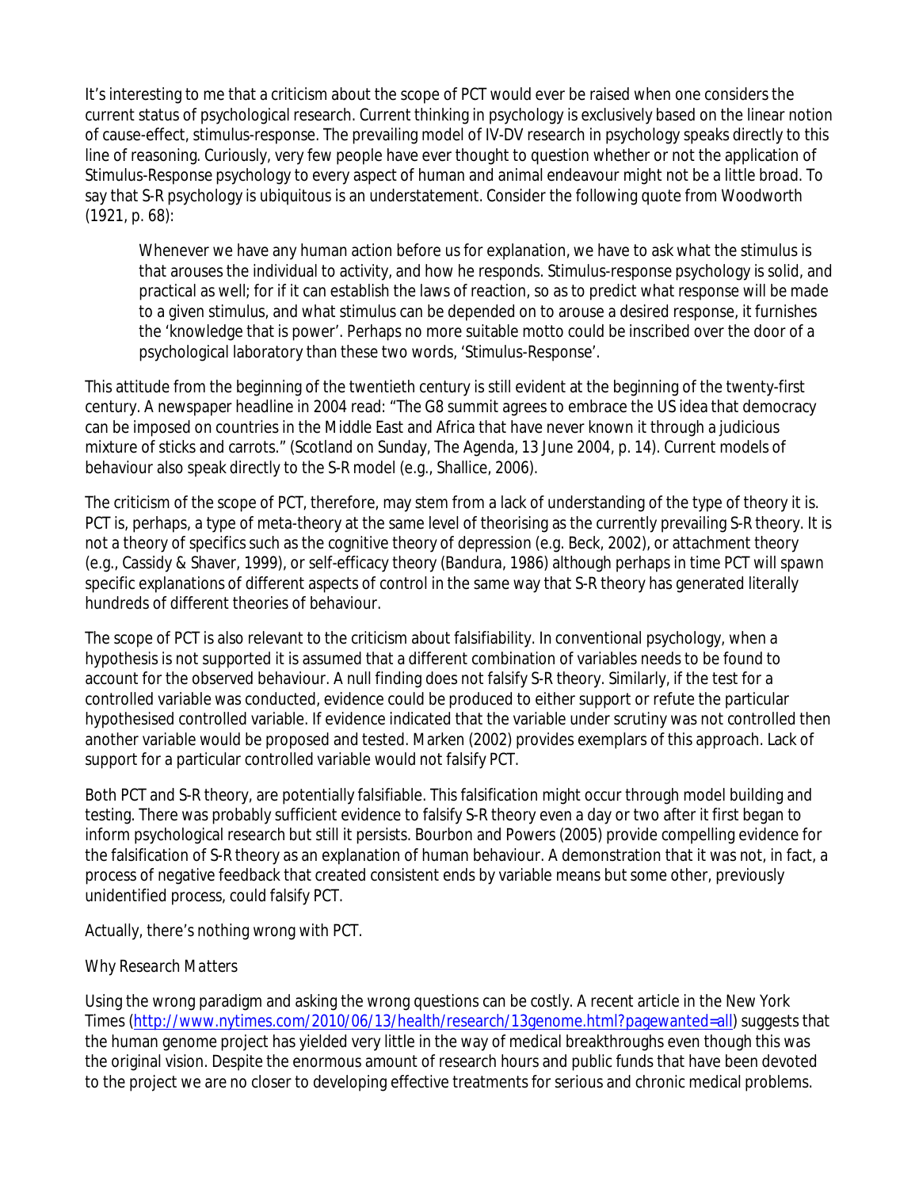It's interesting to me that a criticism about the scope of PCT would ever be raised when one considers the current status of psychological research. Current thinking in psychology is exclusively based on the linear notion of cause-effect, stimulus-response. The prevailing model of IV-DV research in psychology speaks directly to this line of reasoning. Curiously, very few people have ever thought to question whether or not the application of Stimulus-Response psychology to every aspect of human and animal endeavour might not be a little broad. To say that S-R psychology is ubiquitous is an understatement. Consider the following quote from Woodworth (1921, p. 68):

> Whenever we have any human action before us for explanation, we have to ask what the stimulus is that arouses the individual to activity, and how he responds. Stimulus-response psychology is solid, and practical as well; for if it can establish the laws of reaction, so as to predict what response will be made to a given stimulus, and what stimulus can be depended on to arouse a desired response, it furnishes the 'knowledge that is power'. Perhaps no more suitable motto could be inscribed over the door of a psychological laboratory than these two words, 'Stimulus-Response'.

This attitude from the beginning of the twentieth century is still evident at the beginning of the twenty-first century. A newspaper headline in 2004 read: "The G8 summit agrees to embrace the US idea that democracy can be imposed on countries in the Middle East and Africa that have never known it through a judicious mixture of sticks and carrots." (Scotland on Sunday, The Agenda, 13 June 2004, p. 14). Current models of behaviour also speak directly to the S-R model (e.g., Shallice, 2006).

The criticism of the scope of PCT, therefore, may stem from a lack of understanding of the type of theory it is. PCT is, perhaps, a type of meta-theory at the same level of theorising as the currently prevailing S-R theory. It is not a theory of specifics such as the cognitive theory of depression (e.g. Beck, 2002), or attachment theory (e.g., Cassidy & Shaver, 1999), or self-efficacy theory (Bandura, 1986) although perhaps in time PCT will spawn specific explanations of different aspects of control in the same way that S-R theory has generated literally hundreds of different theories of behaviour.

The scope of PCT is also relevant to the criticism about falsifiability. In conventional psychology, when a hypothesis is not supported it is assumed that a different combination of variables needs to be found to account for the observed behaviour. A null finding does not falsify S-R theory. Similarly, if the test for a controlled variable was conducted, evidence could be produced to either support or refute the particular hypothesised controlled variable. If evidence indicated that the variable under scrutiny was not controlled then another variable would be proposed and tested. Marken (2002) provides exemplars of this approach. Lack of support for a particular controlled variable would not falsify PCT.

Both PCT and S-R theory, are potentially falsifiable. This falsification might occur through model building and testing. There was probably sufficient evidence to falsify S-R theory even a day or two after it first began to inform psychological research but still it persists. Bourbon and Powers (2005) provide compelling evidence for the falsification of S-R theory as an explanation of human behaviour. A demonstration that it was not, in fact, a process of negative feedback that created consistent ends by variable means but some other, previously unidentified process, could falsify PCT.

Actually, there's nothing wrong with PCT.

*Why Research Matters*

Using the wrong paradigm and asking the wrong questions can be costly. A recent article in the New York Times (http://www.nytimes.com/2010/06/13/health/research/13genome.html?pagewanted=all) suggests that the human genome project has yielded very little in the way of medical breakthroughs even though this was the original vision. Despite the enormous amount of research hours and public funds that have been devoted to the project we are no closer to developing effective treatments for serious and chronic medical problems.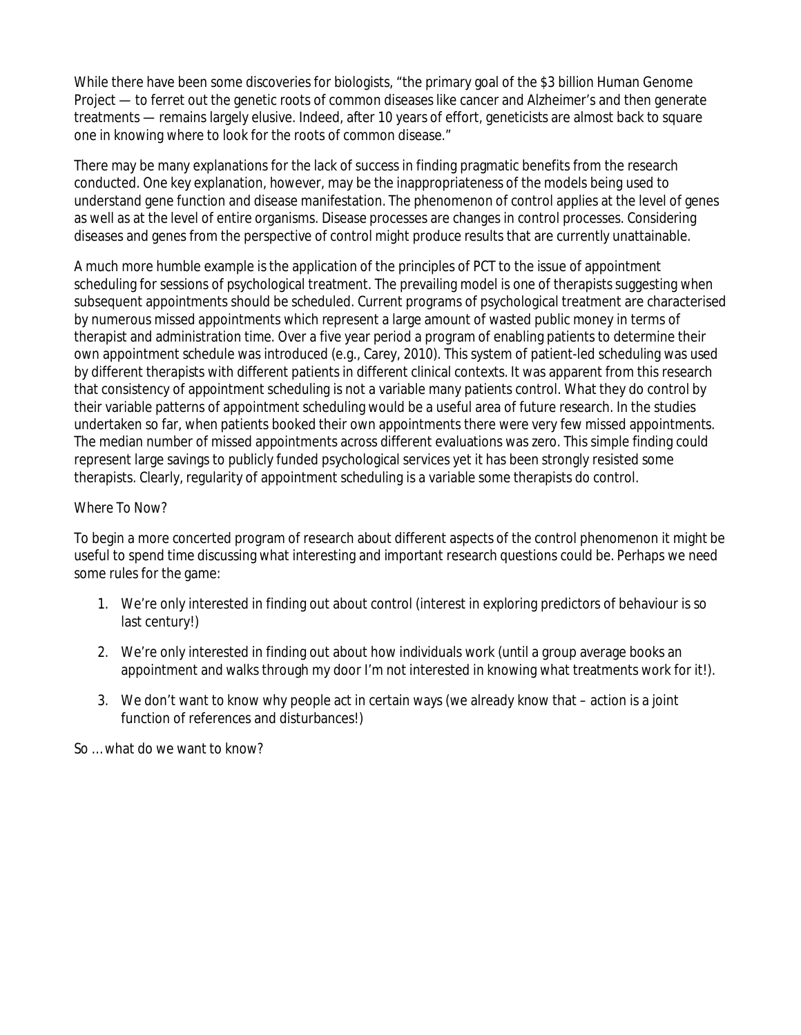While there have been some discoveries for biologists, "the primary goal of the $3 billion Human Genome Project — to ferret out the genetic roots of common diseases like cancer and Alzheimer's and then generate treatments — remains largely elusive. Indeed, after 10 years of effort, geneticists are almost back to square one in knowing where to look for the roots of common disease."

There may be many explanations for the lack of success in finding pragmatic benefits from the research conducted. One key explanation, however, may be the inappropriateness of the models being used to understand gene function and disease manifestation. The phenomenon of control applies at the level of genes as well as at the level of entire organisms. Disease processes are changes in control processes. Considering diseases and genes from the perspective of control might produce results that are currently unattainable.

A much more humble example is the application of the principles of PCT to the issue of appointment scheduling for sessions of psychological treatment. The prevailing model is one of therapists suggesting when subsequent appointments should be scheduled. Current programs of psychological treatment are characterised by numerous missed appointments which represent a large amount of wasted public money in terms of therapist and administration time. Over a five year period a program of enabling patients to determine their own appointment schedule was introduced (e.g., Carey, 2010). This system of patient-led scheduling was used by different therapists with different patients in different clinical contexts. It was apparent from this research that consistency of appointment scheduling is not a variable many patients control. What they do control by their variable patterns of appointment scheduling would be a useful area of future research. In the studies undertaken so far, when patients booked their own appointments there were very few missed appointments. The median number of missed appointments across different evaluations was zero. This simple finding could represent large savings to publicly funded psychological services yet it has been strongly resisted some therapists. Clearly, regularity of appointment scheduling is a variable some therapists do control.

## Where To Now?

To begin a more concerted program of research about different aspects of the control phenomenon it might be useful to spend time discussing what interesting and important research questions could be. Perhaps we need some rules for the game:

1. We're only interested in finding out about control (interest in exploring predictors of behaviour is so last century!)
2. We're only interested in finding out about how individuals work (until a group average books an appointment and walks through my door I'm not interested in knowing what treatments work for it!).
3. We don't want to know why people act in certain ways (we already know that – action is a joint function of references and disturbances!)

So … what do we want to know?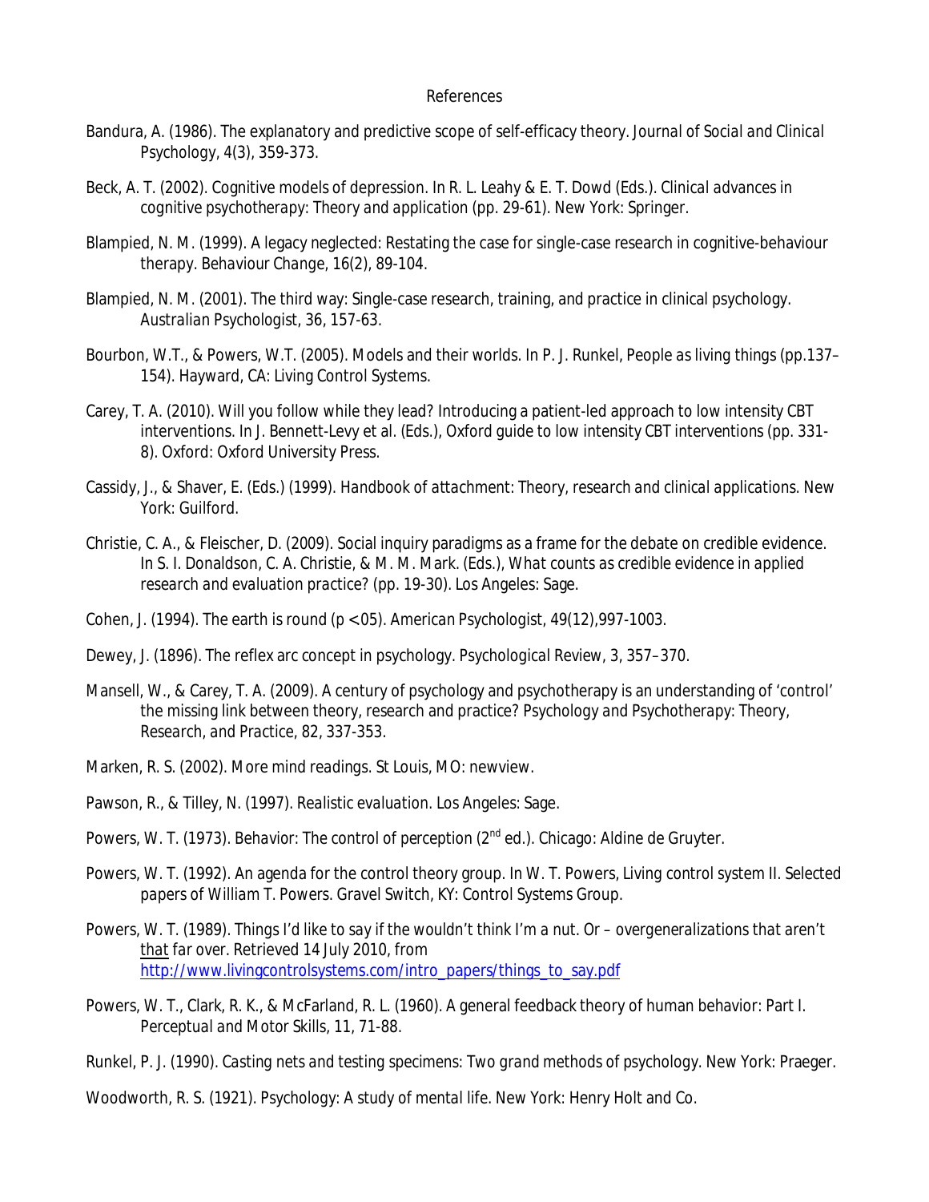# References

Bandura, A. (1986). The explanatory and predictive scope of self-efficacy theory. *Journal of Social and Clinical Psychology, 4*(3), 359-373.

Beck, A. T. (2002). Cognitive models of depression. In R. L. Leahy & E. T. Dowd (Eds.). *Clinical advances in cognitive psychotherapy: Theory and application* (pp. 29-61). New York: Springer.

Blampied, N. M. (1999). A legacy neglected: Restating the case for single-case research in cognitive-behaviour therapy. *Behaviour Change, 16*(2), 89-104.

Blampied, N. M. (2001). The third way: Single-case research, training, and practice in clinical psychology. *Australian Psychologist, 36*, 157-63.

Bourbon, W.T., & Powers, W.T. (2005). Models and their worlds. In P. J. Runkel, People as living things (pp.137–154). Hayward, CA: Living Control Systems.

Carey, T. A. (2010). Will you follow while they lead? Introducing a patient-led approach to low intensity CBT interventions. In J. Bennett-Levy et al. (Eds.), Oxford guide to low intensity CBT interventions (pp. 331-8). Oxford: Oxford University Press.

Cassidy, J., & Shaver, E. (Eds.) (1999). *Handbook of attachment: Theory, research and clinical applications*. New York: Guilford.

Christie, C. A., & Fleischer, D. (2009). Social inquiry paradigms as a frame for the debate on credible evidence. In S. I. Donaldson, C. A. Christie, & M. M. Mark. (Eds.), *What counts as credible evidence in applied research and evaluation practice?* (pp. 19-30). Los Angeles: Sage.

Cohen, J. (1994). The earth is round (p <.05). *American Psychologist, 49*(12),997-1003.

Dewey, J. (1896). The reflex arc concept in psychology. *Psychological Review, 3*, 357–370.

Mansell, W., & Carey, T. A. (2009). A century of psychology and psychotherapy is an understanding of 'control' the missing link between theory, research and practice? *Psychology and Psychotherapy: Theory, Research, and Practice, 82*, 337-353.

Marken, R. S. (2002). *More mind readings*. St Louis, MO: newview.

Pawson, R., & Tilley, N. (1997). *Realistic evaluation*. Los Angeles: Sage.

Powers, W. T. (1973). *Behavior: The control of perception* (2nd ed.). Chicago: Aldine de Gruyter.

Powers, W. T. (1992). An agenda for the control theory group. In W. T. Powers, *Living control system II. Selected papers of William T. Powers*. Gravel Switch, KY: Control Systems Group.

Powers, W. T. (1989). *Things I'd like to say if the wouldn't think I'm a nut. Or – overgeneralizations that aren't that far over*. Retrieved 14 July 2010, from http://www.livingcontrolsystems.com/intro_papers/things_to_say.pdf

Powers, W. T., Clark, R. K., & McFarland, R. L. (1960). A general feedback theory of human behavior: Part I. *Perceptual and Motor Skills, 11*, 71-88.

Runkel, P. J. (1990). *Casting nets and testing specimens: Two grand methods of psychology*. New York: Praeger.

Woodworth, R. S. (1921). *Psychology: A study of mental life*. New York: Henry Holt and Co.